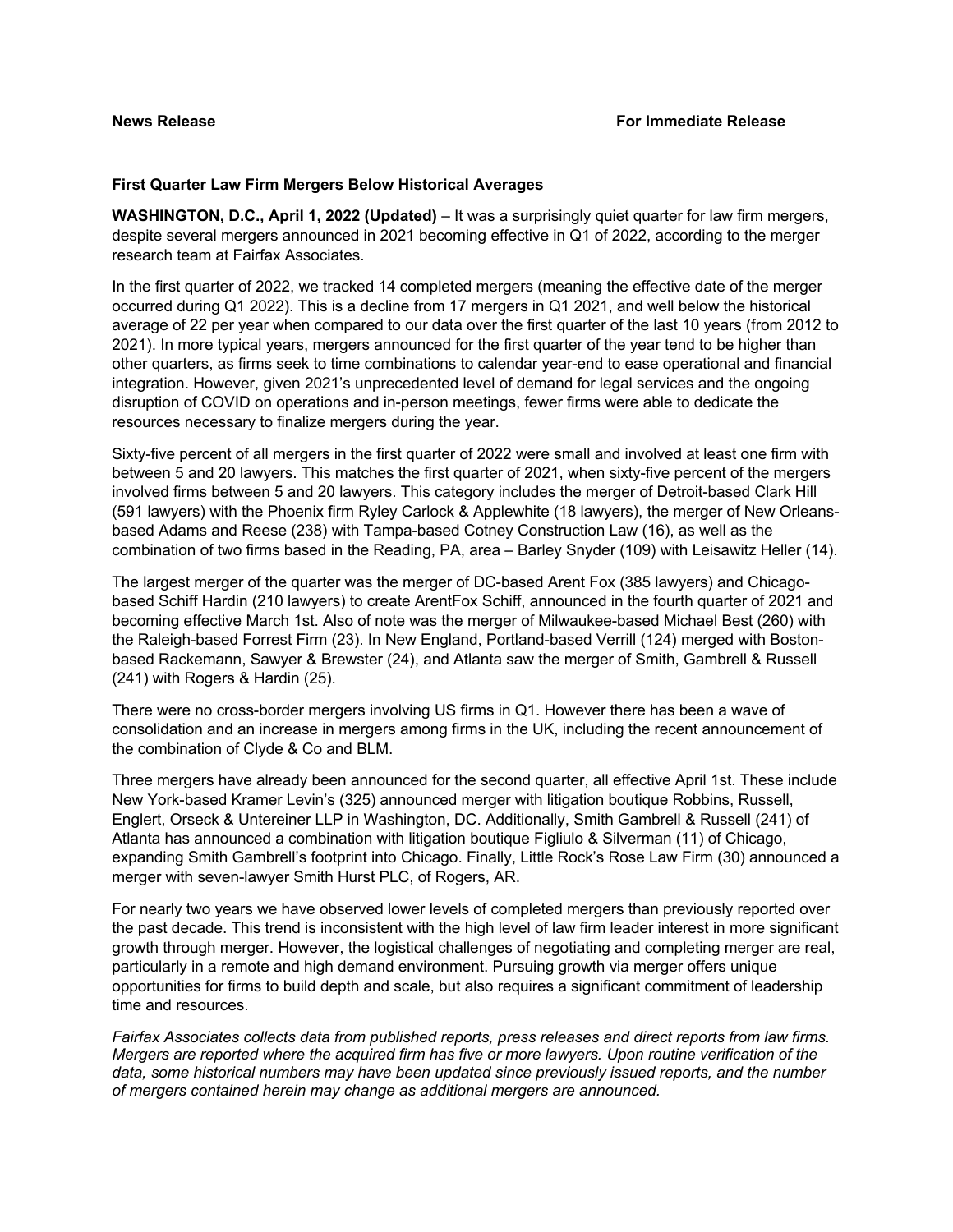**News Release** **For Immediate Release**

**First Quarter Law Firm Mergers Below Historical Averages**

**WASHINGTON, D.C., April 1, 2022 (Updated)** – It was a surprisingly quiet quarter for law firm mergers, despite several mergers announced in 2021 becoming effective in Q1 of 2022, according to the merger research team at Fairfax Associates.

In the first quarter of 2022, we tracked 14 completed mergers (meaning the effective date of the merger occurred during Q1 2022). This is a decline from 17 mergers in Q1 2021, and well below the historical average of 22 per year when compared to our data over the first quarter of the last 10 years (from 2012 to 2021). In more typical years, mergers announced for the first quarter of the year tend to be higher than other quarters, as firms seek to time combinations to calendar year-end to ease operational and financial integration. However, given 2021's unprecedented level of demand for legal services and the ongoing disruption of COVID on operations and in-person meetings, fewer firms were able to dedicate the resources necessary to finalize mergers during the year.

Sixty-five percent of all mergers in the first quarter of 2022 were small and involved at least one firm with between 5 and 20 lawyers. This matches the first quarter of 2021, when sixty-five percent of the mergers involved firms between 5 and 20 lawyers. This category includes the merger of Detroit-based Clark Hill (591 lawyers) with the Phoenix firm Ryley Carlock & Applewhite (18 lawyers), the merger of New Orleans-based Adams and Reese (238) with Tampa-based Cotney Construction Law (16), as well as the combination of two firms based in the Reading, PA, area – Barley Snyder (109) with Leisawitz Heller (14).

The largest merger of the quarter was the merger of DC-based Arent Fox (385 lawyers) and Chicago-based Schiff Hardin (210 lawyers) to create ArentFox Schiff, announced in the fourth quarter of 2021 and becoming effective March 1st. Also of note was the merger of Milwaukee-based Michael Best (260) with the Raleigh-based Forrest Firm (23). In New England, Portland-based Verrill (124) merged with Boston-based Rackemann, Sawyer & Brewster (24), and Atlanta saw the merger of Smith, Gambrell & Russell (241) with Rogers & Hardin (25).

There were no cross-border mergers involving US firms in Q1. However there has been a wave of consolidation and an increase in mergers among firms in the UK, including the recent announcement of the combination of Clyde & Co and BLM.

Three mergers have already been announced for the second quarter, all effective April 1st. These include New York-based Kramer Levin's (325) announced merger with litigation boutique Robbins, Russell, Englert, Orseck & Untereiner LLP in Washington, DC. Additionally, Smith Gambrell & Russell (241) of Atlanta has announced a combination with litigation boutique Figliulo & Silverman (11) of Chicago, expanding Smith Gambrell's footprint into Chicago. Finally, Little Rock's Rose Law Firm (30) announced a merger with seven-lawyer Smith Hurst PLC, of Rogers, AR.

For nearly two years we have observed lower levels of completed mergers than previously reported over the past decade. This trend is inconsistent with the high level of law firm leader interest in more significant growth through merger. However, the logistical challenges of negotiating and completing merger are real, particularly in a remote and high demand environment. Pursuing growth via merger offers unique opportunities for firms to build depth and scale, but also requires a significant commitment of leadership time and resources.

*Fairfax Associates collects data from published reports, press releases and direct reports from law firms. Mergers are reported where the acquired firm has five or more lawyers. Upon routine verification of the data, some historical numbers may have been updated since previously issued reports, and the number of mergers contained herein may change as additional mergers are announced.*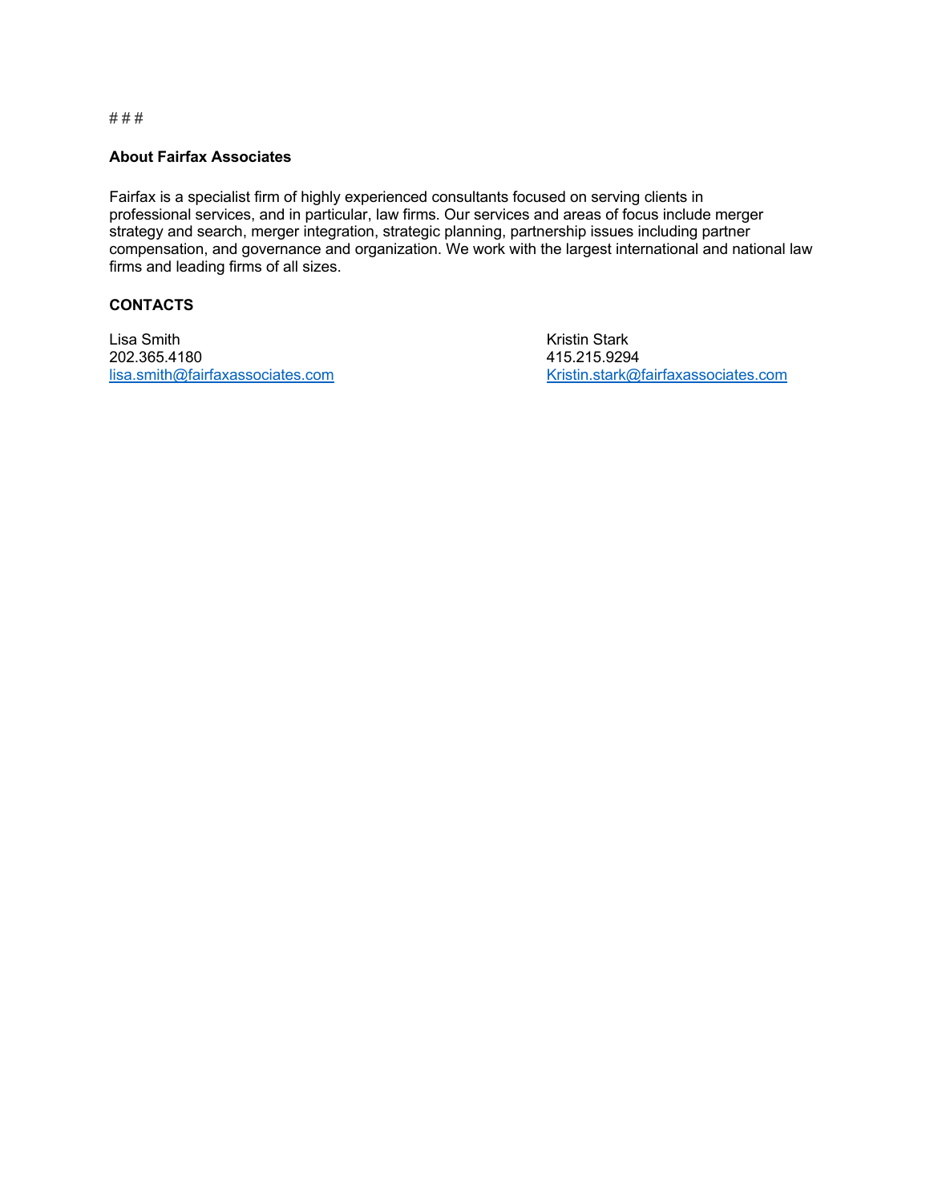# # #

**About Fairfax Associates**

Fairfax is a specialist firm of highly experienced consultants focused on serving clients in professional services, and in particular, law firms. Our services and areas of focus include merger strategy and search, merger integration, strategic planning, partnership issues including partner compensation, and governance and organization. We work with the largest international and national law firms and leading firms of all sizes.

**CONTACTS**

Lisa Smith
202.365.4180
lisa.smith@fairfaxassociates.com

Kristin Stark
415.215.9294
Kristin.stark@fairfaxassociates.com